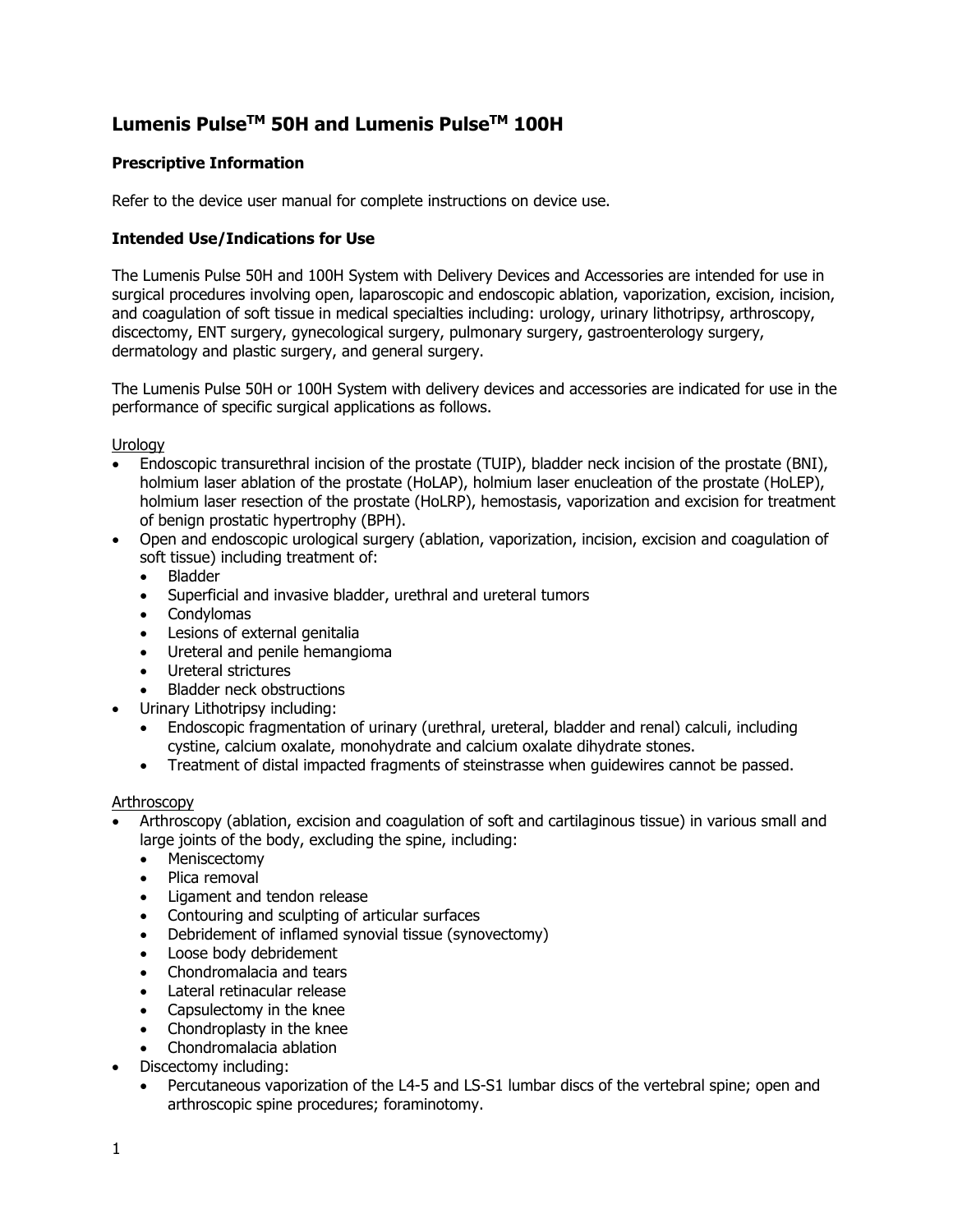# Lumenis Pulse™ 50H and Lumenis Pulse™ 100H

## Prescriptive Information

Refer to the device user manual for complete instructions on device use.

## Intended Use/Indications for Use

The Lumenis Pulse 50H and 100H System with Delivery Devices and Accessories are intended for use in surgical procedures involving open, laparoscopic and endoscopic ablation, vaporization, excision, incision, and coagulation of soft tissue in medical specialties including: urology, urinary lithotripsy, arthroscopy, discectomy, ENT surgery, gynecological surgery, pulmonary surgery, gastroenterology surgery, dermatology and plastic surgery, and general surgery.

The Lumenis Pulse 50H or 100H System with delivery devices and accessories are indicated for use in the performance of specific surgical applications as follows.

<u>Urology</u>

- Endoscopic transurethral incision of the prostate (TUIP), bladder neck incision of the prostate (BNI), holmium laser ablation of the prostate (HoLAP), holmium laser enucleation of the prostate (HoLEP), holmium laser resection of the prostate (HoLRP), hemostasis, vaporization and excision for treatment of benign prostatic hypertrophy (BPH).
- Open and endoscopic urological surgery (ablation, vaporization, incision, excision and coagulation of soft tissue) including treatment of:
  - Bladder
  - Superficial and invasive bladder, urethral and ureteral tumors
  - Condylomas
  - Lesions of external genitalia
  - Ureteral and penile hemangioma
  - Ureteral strictures
  - Bladder neck obstructions
- Urinary Lithotripsy including:
  - Endoscopic fragmentation of urinary (urethral, ureteral, bladder and renal) calculi, including cystine, calcium oxalate, monohydrate and calcium oxalate dihydrate stones.
  - Treatment of distal impacted fragments of steinstrasse when guidewires cannot be passed.

<u>Arthroscopy</u>

- Arthroscopy (ablation, excision and coagulation of soft and cartilaginous tissue) in various small and large joints of the body, excluding the spine, including:
  - Meniscectomy
  - Plica removal
  - Ligament and tendon release
  - Contouring and sculpting of articular surfaces
  - Debridement of inflamed synovial tissue (synovectomy)
  - Loose body debridement
  - Chondromalacia and tears
  - Lateral retinacular release
  - Capsulectomy in the knee
  - Chondroplasty in the knee
  - Chondromalacia ablation
- Discectomy including:
  - Percutaneous vaporization of the L4-5 and LS-S1 lumbar discs of the vertebral spine; open and arthroscopic spine procedures; foraminotomy.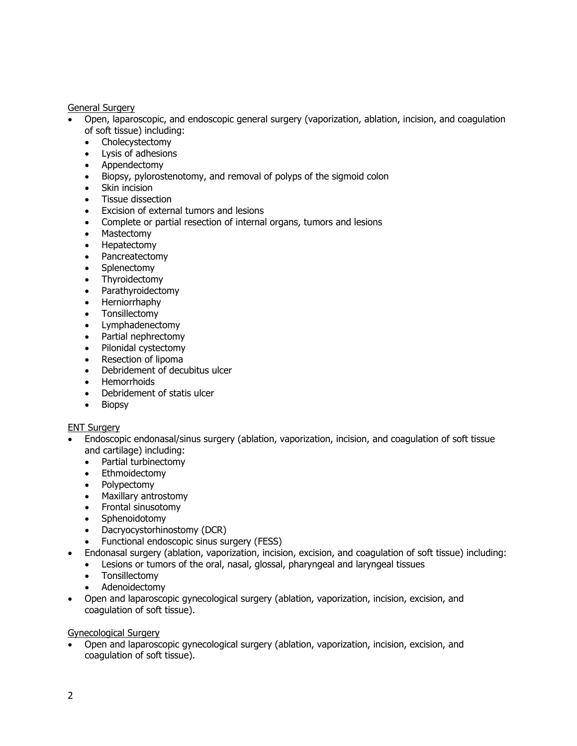General Surgery

- Open, laparoscopic, and endoscopic general surgery (vaporization, ablation, incision, and coagulation of soft tissue) including:
  - Cholecystectomy
  - Lysis of adhesions
  - Appendectomy
  - Biopsy, pylorostenotomy, and removal of polyps of the sigmoid colon
  - Skin incision
  - Tissue dissection
  - Excision of external tumors and lesions
  - Complete or partial resection of internal organs, tumors and lesions
  - Mastectomy
  - Hepatectomy
  - Pancreatectomy
  - Splenectomy
  - Thyroidectomy
  - Parathyroidectomy
  - Herniorrhaphy
  - Tonsillectomy
  - Lymphadenectomy
  - Partial nephrectomy
  - Pilonidal cystectomy
  - Resection of lipoma
  - Debridement of decubitus ulcer
  - Hemorrhoids
  - Debridement of statis ulcer
  - Biopsy

ENT Surgery

- Endoscopic endonasal/sinus surgery (ablation, vaporization, incision, and coagulation of soft tissue and cartilage) including:
  - Partial turbinectomy
  - Ethmoidectomy
  - Polypectomy
  - Maxillary antrostomy
  - Frontal sinusotomy
  - Sphenoidotomy
  - Dacryocystorhinostomy (DCR)
  - Functional endoscopic sinus surgery (FESS)
- Endonasal surgery (ablation, vaporization, incision, excision, and coagulation of soft tissue) including:
  - Lesions or tumors of the oral, nasal, glossal, pharyngeal and laryngeal tissues
  - Tonsillectomy
  - Adenoidectomy
- Open and laparoscopic gynecological surgery (ablation, vaporization, incision, excision, and coagulation of soft tissue).

Gynecological Surgery

- Open and laparoscopic gynecological surgery (ablation, vaporization, incision, excision, and coagulation of soft tissue).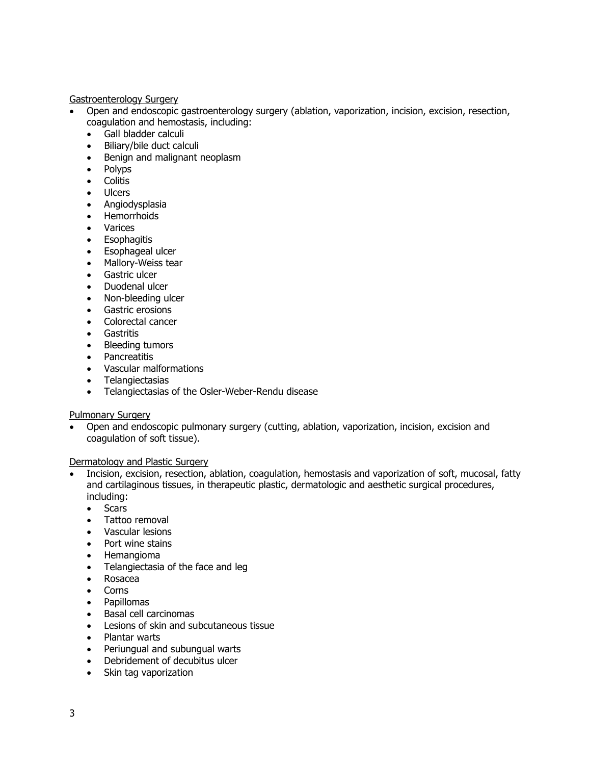Gastroenterology Surgery

- Open and endoscopic gastroenterology surgery (ablation, vaporization, incision, excision, resection, coagulation and hemostasis, including:
  - Gall bladder calculi
  - Biliary/bile duct calculi
  - Benign and malignant neoplasm
  - Polyps
  - Colitis
  - Ulcers
  - Angiodysplasia
  - Hemorrhoids
  - Varices
  - Esophagitis
  - Esophageal ulcer
  - Mallory-Weiss tear
  - Gastric ulcer
  - Duodenal ulcer
  - Non-bleeding ulcer
  - Gastric erosions
  - Colorectal cancer
  - Gastritis
  - Bleeding tumors
  - Pancreatitis
  - Vascular malformations
  - Telangiectasias
  - Telangiectasias of the Osler-Weber-Rendu disease

Pulmonary Surgery

- Open and endoscopic pulmonary surgery (cutting, ablation, vaporization, incision, excision and coagulation of soft tissue).

Dermatology and Plastic Surgery

- Incision, excision, resection, ablation, coagulation, hemostasis and vaporization of soft, mucosal, fatty and cartilaginous tissues, in therapeutic plastic, dermatologic and aesthetic surgical procedures, including:
  - Scars
  - Tattoo removal
  - Vascular lesions
  - Port wine stains
  - Hemangioma
  - Telangiectasia of the face and leg
  - Rosacea
  - Corns
  - Papillomas
  - Basal cell carcinomas
  - Lesions of skin and subcutaneous tissue
  - Plantar warts
  - Periungual and subungual warts
  - Debridement of decubitus ulcer
  - Skin tag vaporization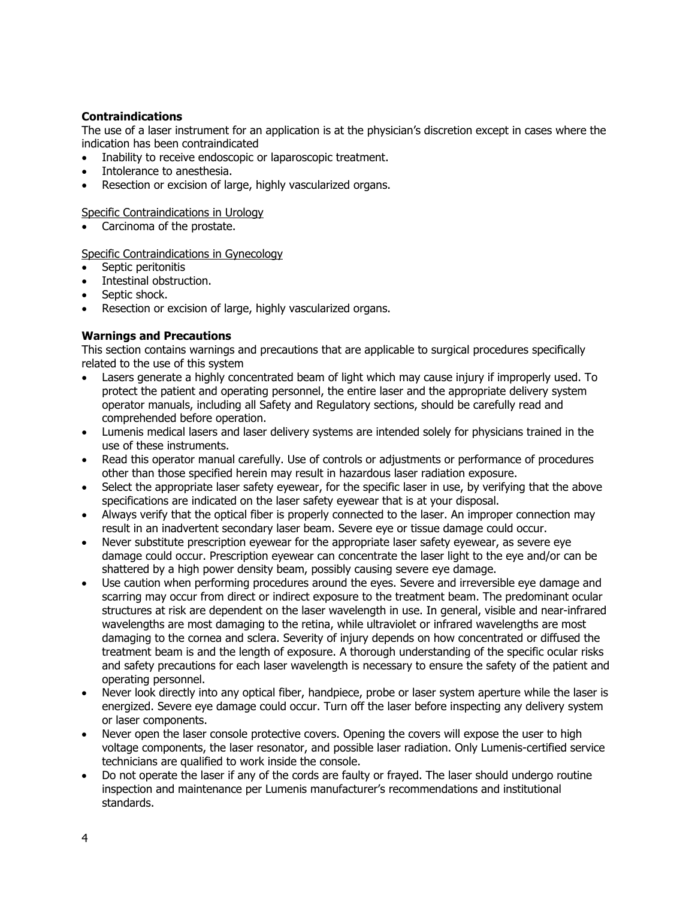### Contraindications

The use of a laser instrument for an application is at the physician's discretion except in cases where the indication has been contraindicated

- Inability to receive endoscopic or laparoscopic treatment.
- Intolerance to anesthesia.
- Resection or excision of large, highly vascularized organs.

<u>Specific Contraindications in Urology</u>

- Carcinoma of the prostate.

<u>Specific Contraindications in Gynecology</u>

- Septic peritonitis
- Intestinal obstruction.
- Septic shock.
- Resection or excision of large, highly vascularized organs.

### Warnings and Precautions

This section contains warnings and precautions that are applicable to surgical procedures specifically related to the use of this system

- Lasers generate a highly concentrated beam of light which may cause injury if improperly used. To protect the patient and operating personnel, the entire laser and the appropriate delivery system operator manuals, including all Safety and Regulatory sections, should be carefully read and comprehended before operation.
- Lumenis medical lasers and laser delivery systems are intended solely for physicians trained in the use of these instruments.
- Read this operator manual carefully. Use of controls or adjustments or performance of procedures other than those specified herein may result in hazardous laser radiation exposure.
- Select the appropriate laser safety eyewear, for the specific laser in use, by verifying that the above specifications are indicated on the laser safety eyewear that is at your disposal.
- Always verify that the optical fiber is properly connected to the laser. An improper connection may result in an inadvertent secondary laser beam. Severe eye or tissue damage could occur.
- Never substitute prescription eyewear for the appropriate laser safety eyewear, as severe eye damage could occur. Prescription eyewear can concentrate the laser light to the eye and/or can be shattered by a high power density beam, possibly causing severe eye damage.
- Use caution when performing procedures around the eyes. Severe and irreversible eye damage and scarring may occur from direct or indirect exposure to the treatment beam. The predominant ocular structures at risk are dependent on the laser wavelength in use. In general, visible and near-infrared wavelengths are most damaging to the retina, while ultraviolet or infrared wavelengths are most damaging to the cornea and sclera. Severity of injury depends on how concentrated or diffused the treatment beam is and the length of exposure. A thorough understanding of the specific ocular risks and safety precautions for each laser wavelength is necessary to ensure the safety of the patient and operating personnel.
- Never look directly into any optical fiber, handpiece, probe or laser system aperture while the laser is energized. Severe eye damage could occur. Turn off the laser before inspecting any delivery system or laser components.
- Never open the laser console protective covers. Opening the covers will expose the user to high voltage components, the laser resonator, and possible laser radiation. Only Lumenis-certified service technicians are qualified to work inside the console.
- Do not operate the laser if any of the cords are faulty or frayed. The laser should undergo routine inspection and maintenance per Lumenis manufacturer's recommendations and institutional standards.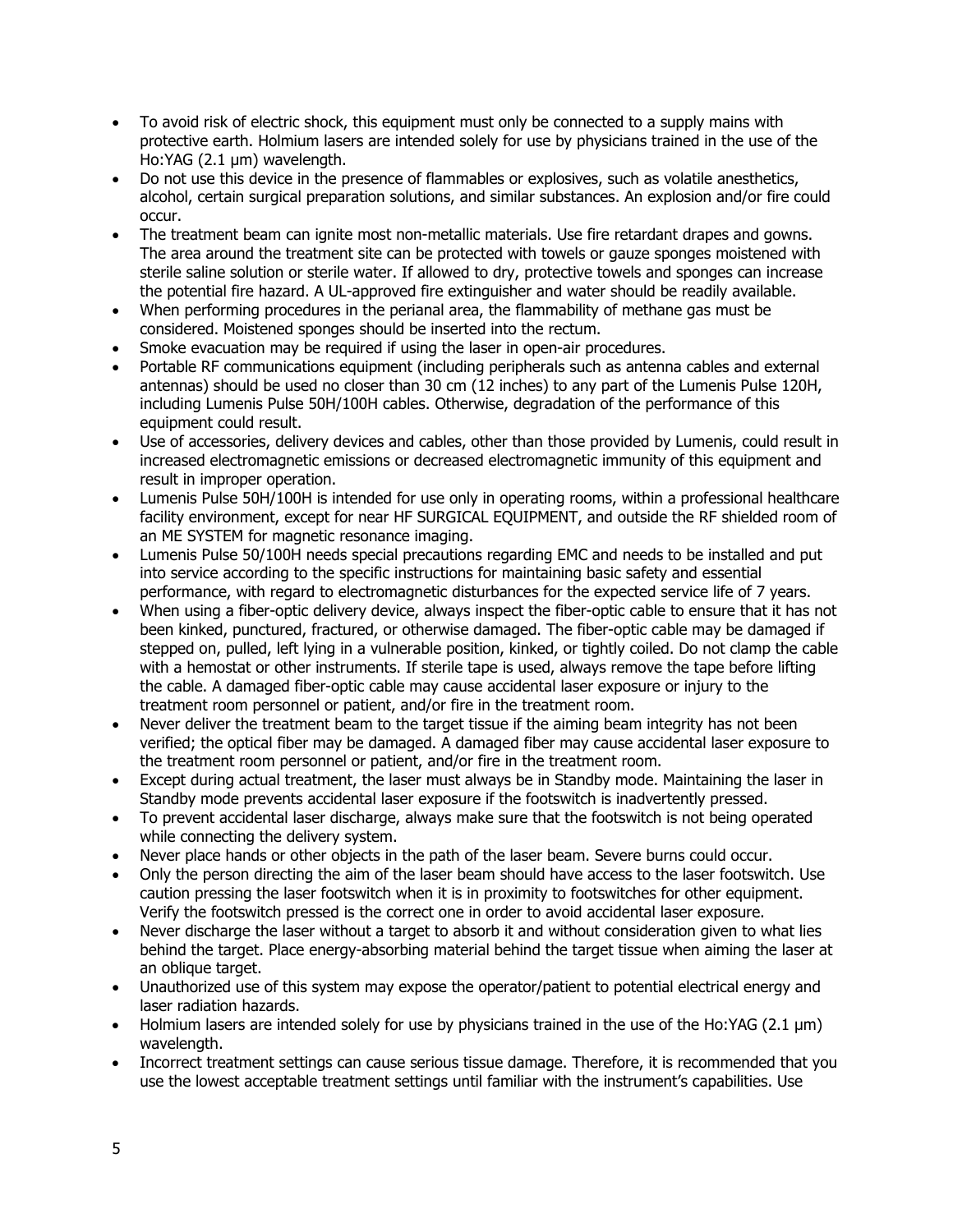- To avoid risk of electric shock, this equipment must only be connected to a supply mains with protective earth. Holmium lasers are intended solely for use by physicians trained in the use of the Ho:YAG (2.1 µm) wavelength.
- Do not use this device in the presence of flammables or explosives, such as volatile anesthetics, alcohol, certain surgical preparation solutions, and similar substances. An explosion and/or fire could occur.
- The treatment beam can ignite most non-metallic materials. Use fire retardant drapes and gowns. The area around the treatment site can be protected with towels or gauze sponges moistened with sterile saline solution or sterile water. If allowed to dry, protective towels and sponges can increase the potential fire hazard. A UL-approved fire extinguisher and water should be readily available.
- When performing procedures in the perianal area, the flammability of methane gas must be considered. Moistened sponges should be inserted into the rectum.
- Smoke evacuation may be required if using the laser in open-air procedures.
- Portable RF communications equipment (including peripherals such as antenna cables and external antennas) should be used no closer than 30 cm (12 inches) to any part of the Lumenis Pulse 120H, including Lumenis Pulse 50H/100H cables. Otherwise, degradation of the performance of this equipment could result.
- Use of accessories, delivery devices and cables, other than those provided by Lumenis, could result in increased electromagnetic emissions or decreased electromagnetic immunity of this equipment and result in improper operation.
- Lumenis Pulse 50H/100H is intended for use only in operating rooms, within a professional healthcare facility environment, except for near HF SURGICAL EQUIPMENT, and outside the RF shielded room of an ME SYSTEM for magnetic resonance imaging.
- Lumenis Pulse 50/100H needs special precautions regarding EMC and needs to be installed and put into service according to the specific instructions for maintaining basic safety and essential performance, with regard to electromagnetic disturbances for the expected service life of 7 years.
- When using a fiber-optic delivery device, always inspect the fiber-optic cable to ensure that it has not been kinked, punctured, fractured, or otherwise damaged. The fiber-optic cable may be damaged if stepped on, pulled, left lying in a vulnerable position, kinked, or tightly coiled. Do not clamp the cable with a hemostat or other instruments. If sterile tape is used, always remove the tape before lifting the cable. A damaged fiber-optic cable may cause accidental laser exposure or injury to the treatment room personnel or patient, and/or fire in the treatment room.
- Never deliver the treatment beam to the target tissue if the aiming beam integrity has not been verified; the optical fiber may be damaged. A damaged fiber may cause accidental laser exposure to the treatment room personnel or patient, and/or fire in the treatment room.
- Except during actual treatment, the laser must always be in Standby mode. Maintaining the laser in Standby mode prevents accidental laser exposure if the footswitch is inadvertently pressed.
- To prevent accidental laser discharge, always make sure that the footswitch is not being operated while connecting the delivery system.
- Never place hands or other objects in the path of the laser beam. Severe burns could occur.
- Only the person directing the aim of the laser beam should have access to the laser footswitch. Use caution pressing the laser footswitch when it is in proximity to footswitches for other equipment. Verify the footswitch pressed is the correct one in order to avoid accidental laser exposure.
- Never discharge the laser without a target to absorb it and without consideration given to what lies behind the target. Place energy-absorbing material behind the target tissue when aiming the laser at an oblique target.
- Unauthorized use of this system may expose the operator/patient to potential electrical energy and laser radiation hazards.
- Holmium lasers are intended solely for use by physicians trained in the use of the Ho:YAG (2.1 µm) wavelength.
- Incorrect treatment settings can cause serious tissue damage. Therefore, it is recommended that you use the lowest acceptable treatment settings until familiar with the instrument's capabilities. Use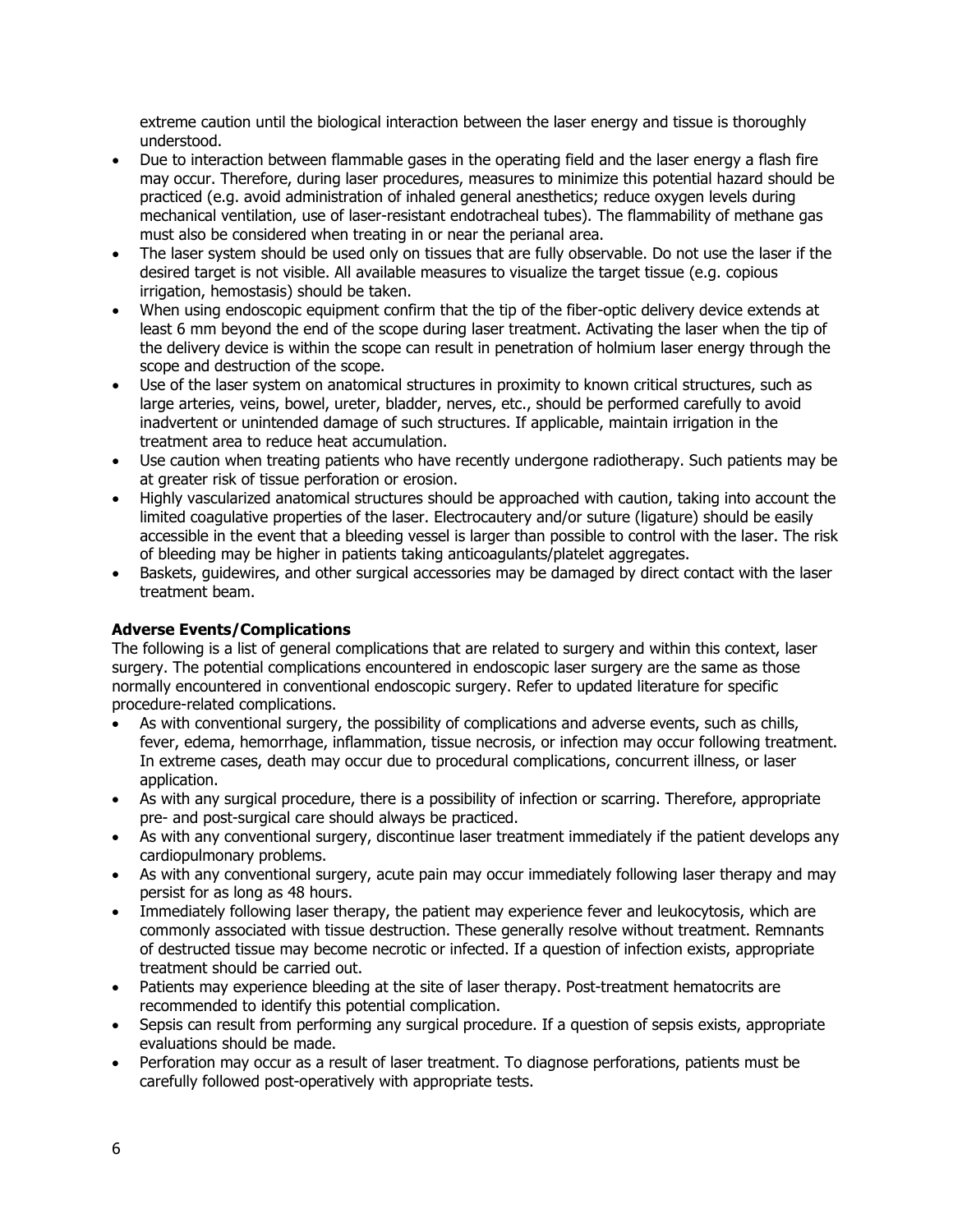extreme caution until the biological interaction between the laser energy and tissue is thoroughly understood.

- Due to interaction between flammable gases in the operating field and the laser energy a flash fire may occur. Therefore, during laser procedures, measures to minimize this potential hazard should be practiced (e.g. avoid administration of inhaled general anesthetics; reduce oxygen levels during mechanical ventilation, use of laser-resistant endotracheal tubes). The flammability of methane gas must also be considered when treating in or near the perianal area.
- The laser system should be used only on tissues that are fully observable. Do not use the laser if the desired target is not visible. All available measures to visualize the target tissue (e.g. copious irrigation, hemostasis) should be taken.
- When using endoscopic equipment confirm that the tip of the fiber-optic delivery device extends at least 6 mm beyond the end of the scope during laser treatment. Activating the laser when the tip of the delivery device is within the scope can result in penetration of holmium laser energy through the scope and destruction of the scope.
- Use of the laser system on anatomical structures in proximity to known critical structures, such as large arteries, veins, bowel, ureter, bladder, nerves, etc., should be performed carefully to avoid inadvertent or unintended damage of such structures. If applicable, maintain irrigation in the treatment area to reduce heat accumulation.
- Use caution when treating patients who have recently undergone radiotherapy. Such patients may be at greater risk of tissue perforation or erosion.
- Highly vascularized anatomical structures should be approached with caution, taking into account the limited coagulative properties of the laser. Electrocautery and/or suture (ligature) should be easily accessible in the event that a bleeding vessel is larger than possible to control with the laser. The risk of bleeding may be higher in patients taking anticoagulants/platelet aggregates.
- Baskets, guidewires, and other surgical accessories may be damaged by direct contact with the laser treatment beam.

**Adverse Events/Complications**

The following is a list of general complications that are related to surgery and within this context, laser surgery. The potential complications encountered in endoscopic laser surgery are the same as those normally encountered in conventional endoscopic surgery. Refer to updated literature for specific procedure-related complications.

- As with conventional surgery, the possibility of complications and adverse events, such as chills, fever, edema, hemorrhage, inflammation, tissue necrosis, or infection may occur following treatment. In extreme cases, death may occur due to procedural complications, concurrent illness, or laser application.
- As with any surgical procedure, there is a possibility of infection or scarring. Therefore, appropriate pre- and post-surgical care should always be practiced.
- As with any conventional surgery, discontinue laser treatment immediately if the patient develops any cardiopulmonary problems.
- As with any conventional surgery, acute pain may occur immediately following laser therapy and may persist for as long as 48 hours.
- Immediately following laser therapy, the patient may experience fever and leukocytosis, which are commonly associated with tissue destruction. These generally resolve without treatment. Remnants of destructed tissue may become necrotic or infected. If a question of infection exists, appropriate treatment should be carried out.
- Patients may experience bleeding at the site of laser therapy. Post-treatment hematocrits are recommended to identify this potential complication.
- Sepsis can result from performing any surgical procedure. If a question of sepsis exists, appropriate evaluations should be made.
- Perforation may occur as a result of laser treatment. To diagnose perforations, patients must be carefully followed post-operatively with appropriate tests.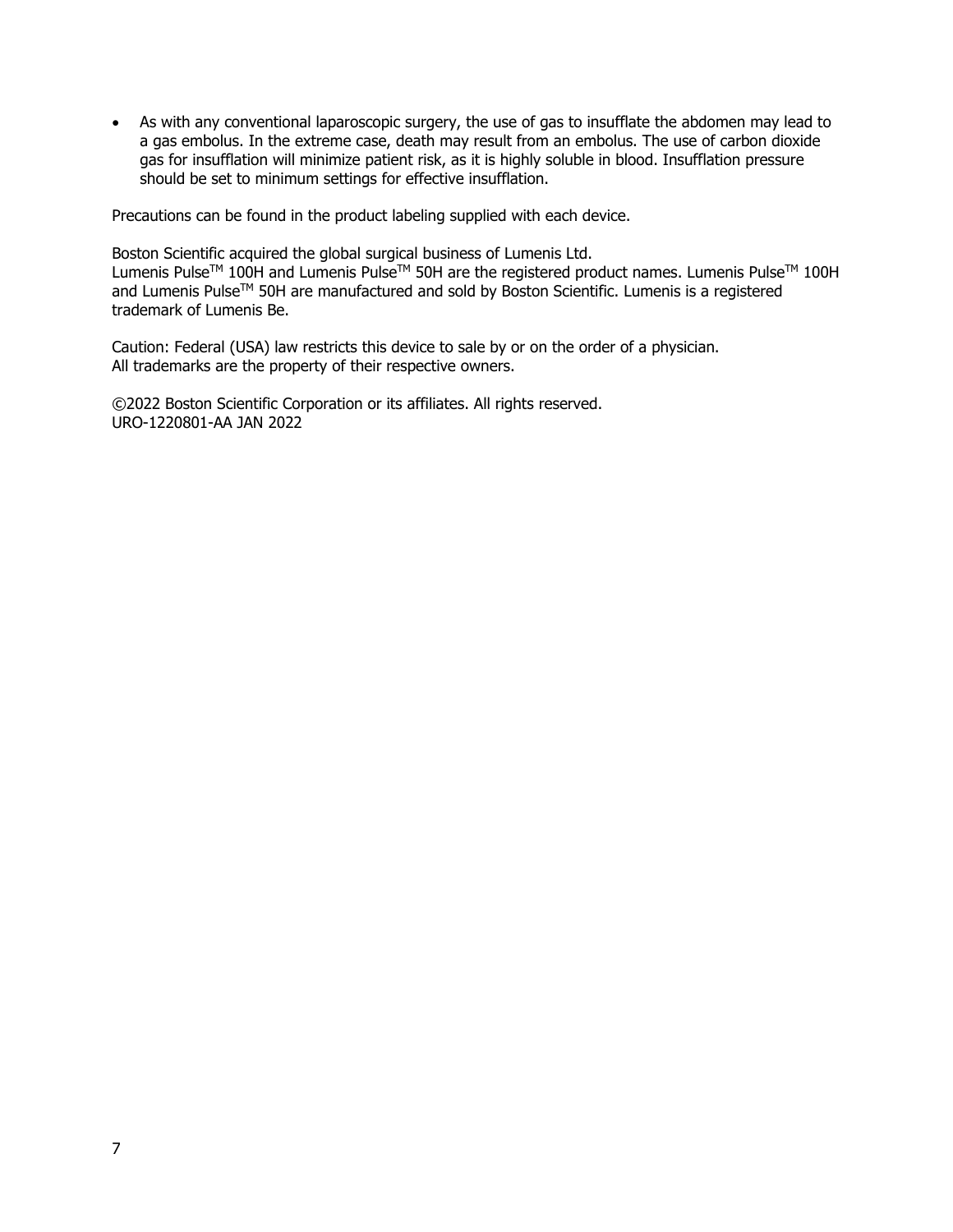- As with any conventional laparoscopic surgery, the use of gas to insufflate the abdomen may lead to a gas embolus. In the extreme case, death may result from an embolus. The use of carbon dioxide gas for insufflation will minimize patient risk, as it is highly soluble in blood. Insufflation pressure should be set to minimum settings for effective insufflation.

Precautions can be found in the product labeling supplied with each device.

Boston Scientific acquired the global surgical business of Lumenis Ltd.
Lumenis Pulse™ 100H and Lumenis Pulse™ 50H are the registered product names. Lumenis Pulse™ 100H and Lumenis Pulse™ 50H are manufactured and sold by Boston Scientific. Lumenis is a registered trademark of Lumenis Be.

Caution: Federal (USA) law restricts this device to sale by or on the order of a physician.
All trademarks are the property of their respective owners.

©2022 Boston Scientific Corporation or its affiliates. All rights reserved.
URO-1220801-AA JAN 2022